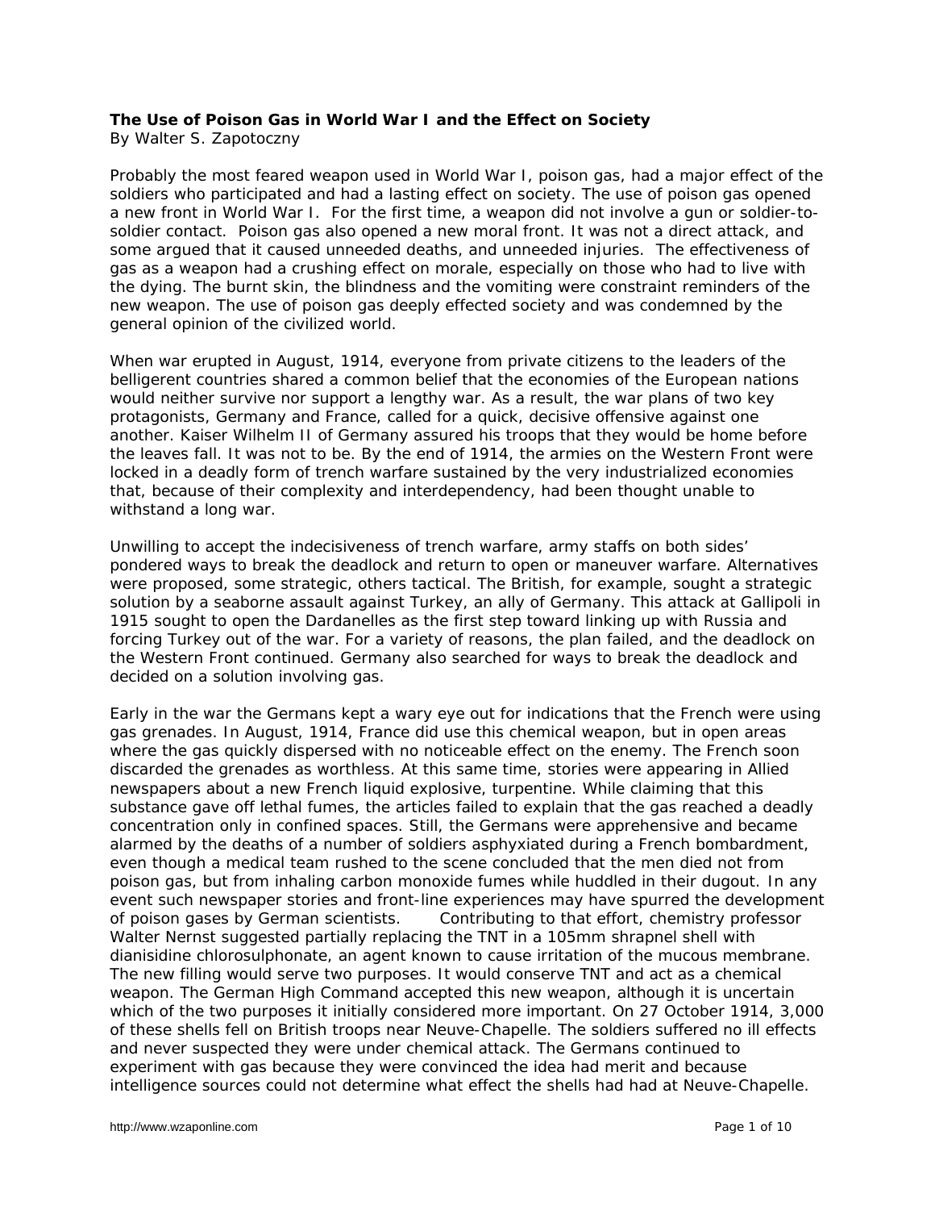**The Use of Poison Gas in World War I and the Effect on Society**
By Walter S. Zapotoczny

Probably the most feared weapon used in World War I, poison gas, had a major effect of the soldiers who participated and had a lasting effect on society. The use of poison gas opened a new front in World War I. For the first time, a weapon did not involve a gun or soldier-to-soldier contact. Poison gas also opened a new moral front. It was not a direct attack, and some argued that it caused unneeded deaths, and unneeded injuries. The effectiveness of gas as a weapon had a crushing effect on morale, especially on those who had to live with the dying. The burnt skin, the blindness and the vomiting were constraint reminders of the new weapon. The use of poison gas deeply effected society and was condemned by the general opinion of the civilized world.

When war erupted in August, 1914, everyone from private citizens to the leaders of the belligerent countries shared a common belief that the economies of the European nations would neither survive nor support a lengthy war. As a result, the war plans of two key protagonists, Germany and France, called for a quick, decisive offensive against one another. Kaiser Wilhelm II of Germany assured his troops that they would be home before the leaves fall. It was not to be. By the end of 1914, the armies on the Western Front were locked in a deadly form of trench warfare sustained by the very industrialized economies that, because of their complexity and interdependency, had been thought unable to withstand a long war.

Unwilling to accept the indecisiveness of trench warfare, army staffs on both sides' pondered ways to break the deadlock and return to open or maneuver warfare. Alternatives were proposed, some strategic, others tactical. The British, for example, sought a strategic solution by a seaborne assault against Turkey, an ally of Germany. This attack at Gallipoli in 1915 sought to open the Dardanelles as the first step toward linking up with Russia and forcing Turkey out of the war. For a variety of reasons, the plan failed, and the deadlock on the Western Front continued. Germany also searched for ways to break the deadlock and decided on a solution involving gas.

Early in the war the Germans kept a wary eye out for indications that the French were using gas grenades. In August, 1914, France did use this chemical weapon, but in open areas where the gas quickly dispersed with no noticeable effect on the enemy. The French soon discarded the grenades as worthless. At this same time, stories were appearing in Allied newspapers about a new French liquid explosive, turpentine. While claiming that this substance gave off lethal fumes, the articles failed to explain that the gas reached a deadly concentration only in confined spaces. Still, the Germans were apprehensive and became alarmed by the deaths of a number of soldiers asphyxiated during a French bombardment, even though a medical team rushed to the scene concluded that the men died not from poison gas, but from inhaling carbon monoxide fumes while huddled in their dugout. In any event such newspaper stories and front-line experiences may have spurred the development of poison gases by German scientists. Contributing to that effort, chemistry professor Walter Nernst suggested partially replacing the TNT in a 105mm shrapnel shell with dianisidine chlorosulphonate, an agent known to cause irritation of the mucous membrane. The new filling would serve two purposes. It would conserve TNT and act as a chemical weapon. The German High Command accepted this new weapon, although it is uncertain which of the two purposes it initially considered more important. On 27 October 1914, 3,000 of these shells fell on British troops near Neuve-Chapelle. The soldiers suffered no ill effects and never suspected they were under chemical attack. The Germans continued to experiment with gas because they were convinced the idea had merit and because intelligence sources could not determine what effect the shells had had at Neuve-Chapelle.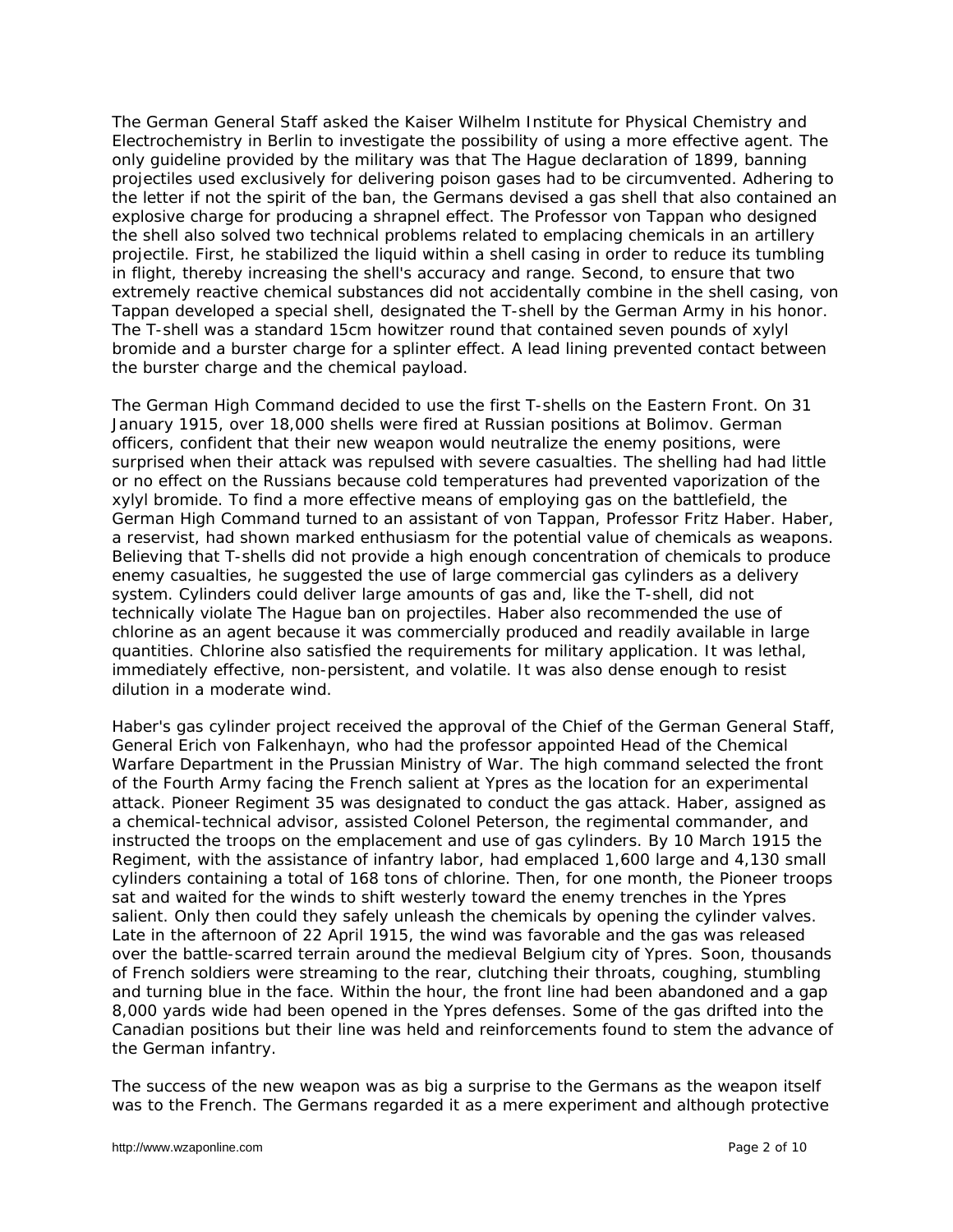The German General Staff asked the Kaiser Wilhelm Institute for Physical Chemistry and Electrochemistry in Berlin to investigate the possibility of using a more effective agent. The only guideline provided by the military was that The Hague declaration of 1899, banning projectiles used exclusively for delivering poison gases had to be circumvented. Adhering to the letter if not the spirit of the ban, the Germans devised a gas shell that also contained an explosive charge for producing a shrapnel effect. The Professor von Tappan who designed the shell also solved two technical problems related to emplacing chemicals in an artillery projectile. First, he stabilized the liquid within a shell casing in order to reduce its tumbling in flight, thereby increasing the shell's accuracy and range. Second, to ensure that two extremely reactive chemical substances did not accidentally combine in the shell casing, von Tappan developed a special shell, designated the T-shell by the German Army in his honor. The T-shell was a standard 15cm howitzer round that contained seven pounds of xylyl bromide and a burster charge for a splinter effect. A lead lining prevented contact between the burster charge and the chemical payload.

The German High Command decided to use the first T-shells on the Eastern Front. On 31 January 1915, over 18,000 shells were fired at Russian positions at Bolimov. German officers, confident that their new weapon would neutralize the enemy positions, were surprised when their attack was repulsed with severe casualties. The shelling had had little or no effect on the Russians because cold temperatures had prevented vaporization of the xylyl bromide. To find a more effective means of employing gas on the battlefield, the German High Command turned to an assistant of von Tappan, Professor Fritz Haber. Haber, a reservist, had shown marked enthusiasm for the potential value of chemicals as weapons. Believing that T-shells did not provide a high enough concentration of chemicals to produce enemy casualties, he suggested the use of large commercial gas cylinders as a delivery system. Cylinders could deliver large amounts of gas and, like the T-shell, did not technically violate The Hague ban on projectiles. Haber also recommended the use of chlorine as an agent because it was commercially produced and readily available in large quantities. Chlorine also satisfied the requirements for military application. It was lethal, immediately effective, non-persistent, and volatile. It was also dense enough to resist dilution in a moderate wind.

Haber's gas cylinder project received the approval of the Chief of the German General Staff, General Erich von Falkenhayn, who had the professor appointed Head of the Chemical Warfare Department in the Prussian Ministry of War. The high command selected the front of the Fourth Army facing the French salient at Ypres as the location for an experimental attack. Pioneer Regiment 35 was designated to conduct the gas attack. Haber, assigned as a chemical-technical advisor, assisted Colonel Peterson, the regimental commander, and instructed the troops on the emplacement and use of gas cylinders. By 10 March 1915 the Regiment, with the assistance of infantry labor, had emplaced 1,600 large and 4,130 small cylinders containing a total of 168 tons of chlorine. Then, for one month, the Pioneer troops sat and waited for the winds to shift westerly toward the enemy trenches in the Ypres salient. Only then could they safely unleash the chemicals by opening the cylinder valves. Late in the afternoon of 22 April 1915, the wind was favorable and the gas was released over the battle-scarred terrain around the medieval Belgium city of Ypres. Soon, thousands of French soldiers were streaming to the rear, clutching their throats, coughing, stumbling and turning blue in the face. Within the hour, the front line had been abandoned and a gap 8,000 yards wide had been opened in the Ypres defenses. Some of the gas drifted into the Canadian positions but their line was held and reinforcements found to stem the advance of the German infantry.

The success of the new weapon was as big a surprise to the Germans as the weapon itself was to the French. The Germans regarded it as a mere experiment and although protective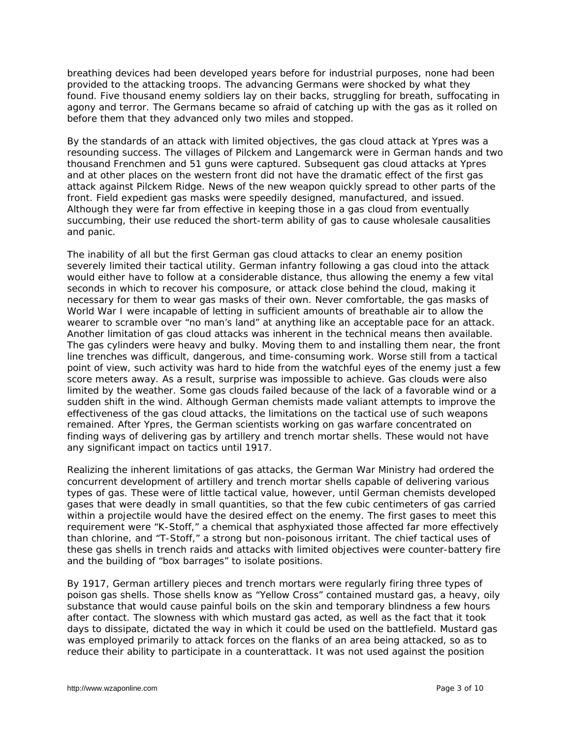breathing devices had been developed years before for industrial purposes, none had been provided to the attacking troops. The advancing Germans were shocked by what they found. Five thousand enemy soldiers lay on their backs, struggling for breath, suffocating in agony and terror. The Germans became so afraid of catching up with the gas as it rolled on before them that they advanced only two miles and stopped.

By the standards of an attack with limited objectives, the gas cloud attack at Ypres was a resounding success. The villages of Pilckem and Langemarck were in German hands and two thousand Frenchmen and 51 guns were captured. Subsequent gas cloud attacks at Ypres and at other places on the western front did not have the dramatic effect of the first gas attack against Pilckem Ridge. News of the new weapon quickly spread to other parts of the front. Field expedient gas masks were speedily designed, manufactured, and issued. Although they were far from effective in keeping those in a gas cloud from eventually succumbing, their use reduced the short-term ability of gas to cause wholesale causalities and panic.

The inability of all but the first German gas cloud attacks to clear an enemy position severely limited their tactical utility. German infantry following a gas cloud into the attack would either have to follow at a considerable distance, thus allowing the enemy a few vital seconds in which to recover his composure, or attack close behind the cloud, making it necessary for them to wear gas masks of their own. Never comfortable, the gas masks of World War I were incapable of letting in sufficient amounts of breathable air to allow the wearer to scramble over "no man's land" at anything like an acceptable pace for an attack. Another limitation of gas cloud attacks was inherent in the technical means then available. The gas cylinders were heavy and bulky. Moving them to and installing them near, the front line trenches was difficult, dangerous, and time-consuming work. Worse still from a tactical point of view, such activity was hard to hide from the watchful eyes of the enemy just a few score meters away. As a result, surprise was impossible to achieve. Gas clouds were also limited by the weather. Some gas clouds failed because of the lack of a favorable wind or a sudden shift in the wind. Although German chemists made valiant attempts to improve the effectiveness of the gas cloud attacks, the limitations on the tactical use of such weapons remained. After Ypres, the German scientists working on gas warfare concentrated on finding ways of delivering gas by artillery and trench mortar shells. These would not have any significant impact on tactics until 1917.

Realizing the inherent limitations of gas attacks, the German War Ministry had ordered the concurrent development of artillery and trench mortar shells capable of delivering various types of gas. These were of little tactical value, however, until German chemists developed gases that were deadly in small quantities, so that the few cubic centimeters of gas carried within a projectile would have the desired effect on the enemy. The first gases to meet this requirement were "K-Stoff," a chemical that asphyxiated those affected far more effectively than chlorine, and "T-Stoff," a strong but non-poisonous irritant. The chief tactical uses of these gas shells in trench raids and attacks with limited objectives were counter-battery fire and the building of "box barrages" to isolate positions.

By 1917, German artillery pieces and trench mortars were regularly firing three types of poison gas shells. Those shells know as "Yellow Cross" contained mustard gas, a heavy, oily substance that would cause painful boils on the skin and temporary blindness a few hours after contact. The slowness with which mustard gas acted, as well as the fact that it took days to dissipate, dictated the way in which it could be used on the battlefield. Mustard gas was employed primarily to attack forces on the flanks of an area being attacked, so as to reduce their ability to participate in a counterattack. It was not used against the position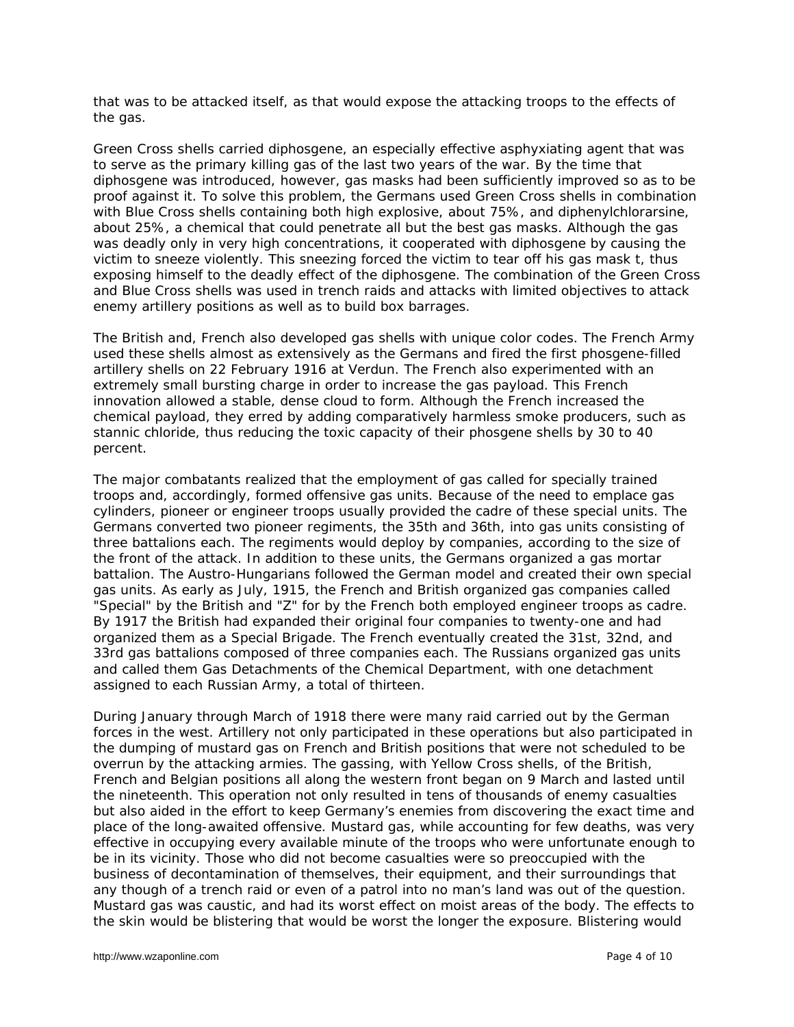that was to be attacked itself, as that would expose the attacking troops to the effects of the gas.

Green Cross shells carried diphosgene, an especially effective asphyxiating agent that was to serve as the primary killing gas of the last two years of the war. By the time that diphosgene was introduced, however, gas masks had been sufficiently improved so as to be proof against it. To solve this problem, the Germans used Green Cross shells in combination with Blue Cross shells containing both high explosive, about 75%, and diphenylchlorarsine, about 25%, a chemical that could penetrate all but the best gas masks. Although the gas was deadly only in very high concentrations, it cooperated with diphosgene by causing the victim to sneeze violently. This sneezing forced the victim to tear off his gas mask t, thus exposing himself to the deadly effect of the diphosgene. The combination of the Green Cross and Blue Cross shells was used in trench raids and attacks with limited objectives to attack enemy artillery positions as well as to build box barrages.

The British and, French also developed gas shells with unique color codes. The French Army used these shells almost as extensively as the Germans and fired the first phosgene-filled artillery shells on 22 February 1916 at Verdun. The French also experimented with an extremely small bursting charge in order to increase the gas payload. This French innovation allowed a stable, dense cloud to form. Although the French increased the chemical payload, they erred by adding comparatively harmless smoke producers, such as stannic chloride, thus reducing the toxic capacity of their phosgene shells by 30 to 40 percent.

The major combatants realized that the employment of gas called for specially trained troops and, accordingly, formed offensive gas units. Because of the need to emplace gas cylinders, pioneer or engineer troops usually provided the cadre of these special units. The Germans converted two pioneer regiments, the 35th and 36th, into gas units consisting of three battalions each. The regiments would deploy by companies, according to the size of the front of the attack. In addition to these units, the Germans organized a gas mortar battalion. The Austro-Hungarians followed the German model and created their own special gas units. As early as July, 1915, the French and British organized gas companies called "Special" by the British and "Z" for by the French both employed engineer troops as cadre. By 1917 the British had expanded their original four companies to twenty-one and had organized them as a Special Brigade. The French eventually created the 31st, 32nd, and 33rd gas battalions composed of three companies each. The Russians organized gas units and called them Gas Detachments of the Chemical Department, with one detachment assigned to each Russian Army, a total of thirteen.

During January through March of 1918 there were many raid carried out by the German forces in the west. Artillery not only participated in these operations but also participated in the dumping of mustard gas on French and British positions that were not scheduled to be overrun by the attacking armies. The gassing, with Yellow Cross shells, of the British, French and Belgian positions all along the western front began on 9 March and lasted until the nineteenth. This operation not only resulted in tens of thousands of enemy casualties but also aided in the effort to keep Germany's enemies from discovering the exact time and place of the long-awaited offensive. Mustard gas, while accounting for few deaths, was very effective in occupying every available minute of the troops who were unfortunate enough to be in its vicinity. Those who did not become casualties were so preoccupied with the business of decontamination of themselves, their equipment, and their surroundings that any though of a trench raid or even of a patrol into no man's land was out of the question. Mustard gas was caustic, and had its worst effect on moist areas of the body. The effects to the skin would be blistering that would be worst the longer the exposure. Blistering would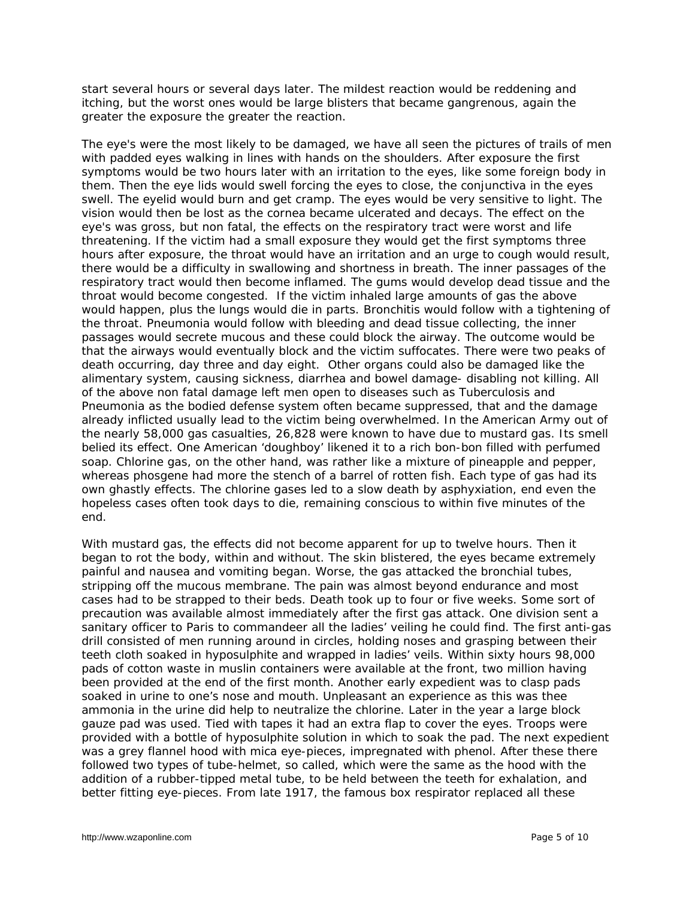start several hours or several days later. The mildest reaction would be reddening and itching, but the worst ones would be large blisters that became gangrenous, again the greater the exposure the greater the reaction.

The eye's were the most likely to be damaged, we have all seen the pictures of trails of men with padded eyes walking in lines with hands on the shoulders. After exposure the first symptoms would be two hours later with an irritation to the eyes, like some foreign body in them. Then the eye lids would swell forcing the eyes to close, the conjunctiva in the eyes swell. The eyelid would burn and get cramp. The eyes would be very sensitive to light. The vision would then be lost as the cornea became ulcerated and decays. The effect on the eye's was gross, but non fatal, the effects on the respiratory tract were worst and life threatening. If the victim had a small exposure they would get the first symptoms three hours after exposure, the throat would have an irritation and an urge to cough would result, there would be a difficulty in swallowing and shortness in breath. The inner passages of the respiratory tract would then become inflamed. The gums would develop dead tissue and the throat would become congested. If the victim inhaled large amounts of gas the above would happen, plus the lungs would die in parts. Bronchitis would follow with a tightening of the throat. Pneumonia would follow with bleeding and dead tissue collecting, the inner passages would secrete mucous and these could block the airway. The outcome would be that the airways would eventually block and the victim suffocates. There were two peaks of death occurring, day three and day eight. Other organs could also be damaged like the alimentary system, causing sickness, diarrhea and bowel damage- disabling not killing. All of the above non fatal damage left men open to diseases such as Tuberculosis and Pneumonia as the bodied defense system often became suppressed, that and the damage already inflicted usually lead to the victim being overwhelmed. In the American Army out of the nearly 58,000 gas casualties, 26,828 were known to have due to mustard gas. Its smell belied its effect. One American 'doughboy' likened it to a rich bon-bon filled with perfumed soap. Chlorine gas, on the other hand, was rather like a mixture of pineapple and pepper, whereas phosgene had more the stench of a barrel of rotten fish. Each type of gas had its own ghastly effects. The chlorine gases led to a slow death by asphyxiation, end even the hopeless cases often took days to die, remaining conscious to within five minutes of the end.

With mustard gas, the effects did not become apparent for up to twelve hours. Then it began to rot the body, within and without. The skin blistered, the eyes became extremely painful and nausea and vomiting began. Worse, the gas attacked the bronchial tubes, stripping off the mucous membrane. The pain was almost beyond endurance and most cases had to be strapped to their beds. Death took up to four or five weeks. Some sort of precaution was available almost immediately after the first gas attack. One division sent a sanitary officer to Paris to commandeer all the ladies' veiling he could find. The first anti-gas drill consisted of men running around in circles, holding noses and grasping between their teeth cloth soaked in hyposulphite and wrapped in ladies' veils. Within sixty hours 98,000 pads of cotton waste in muslin containers were available at the front, two million having been provided at the end of the first month. Another early expedient was to clasp pads soaked in urine to one's nose and mouth. Unpleasant an experience as this was thee ammonia in the urine did help to neutralize the chlorine. Later in the year a large block gauze pad was used. Tied with tapes it had an extra flap to cover the eyes. Troops were provided with a bottle of hyposulphite solution in which to soak the pad. The next expedient was a grey flannel hood with mica eye-pieces, impregnated with phenol. After these there followed two types of tube-helmet, so called, which were the same as the hood with the addition of a rubber-tipped metal tube, to be held between the teeth for exhalation, and better fitting eye-pieces. From late 1917, the famous box respirator replaced all these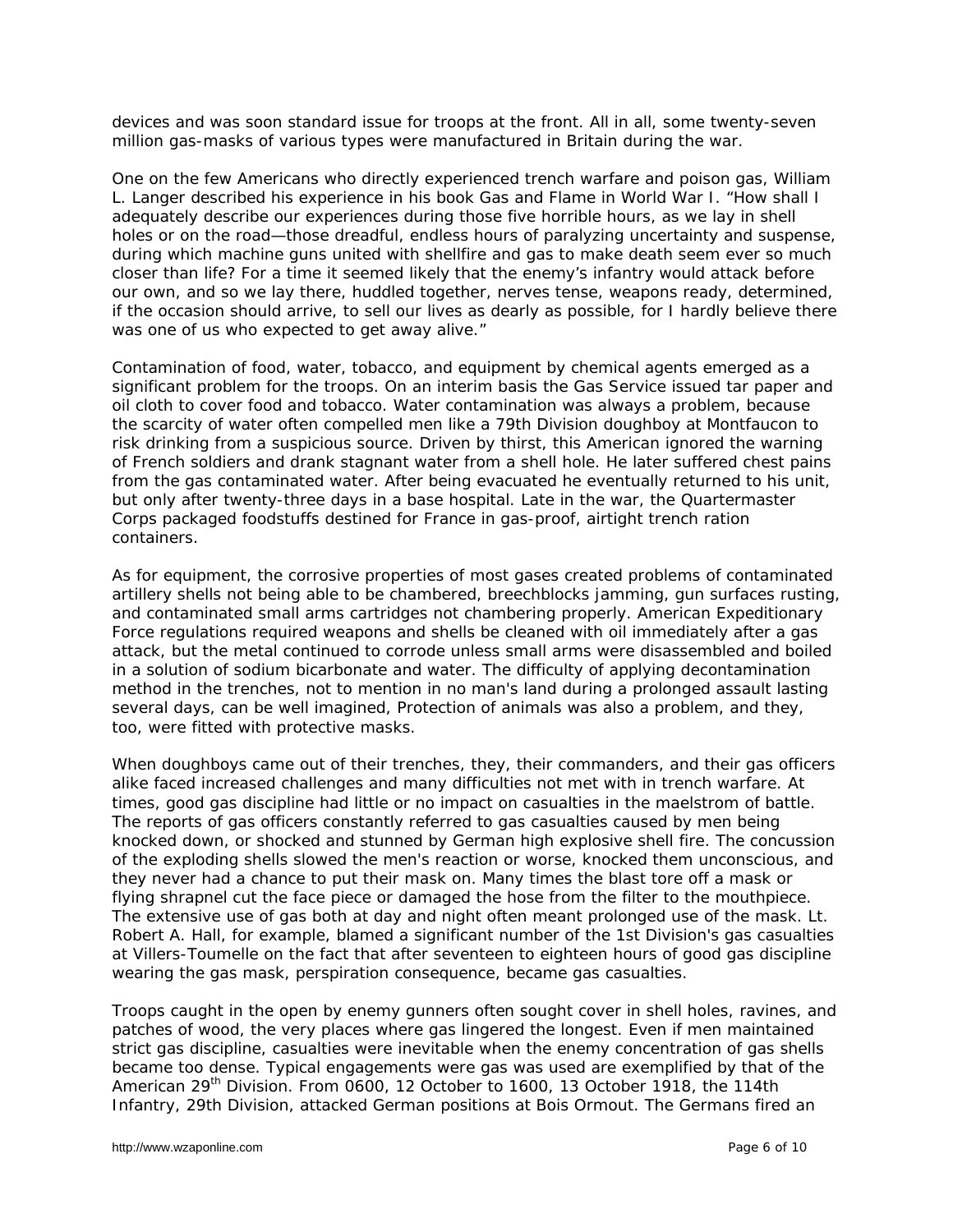devices and was soon standard issue for troops at the front. All in all, some twenty-seven million gas-masks of various types were manufactured in Britain during the war.

One on the few Americans who directly experienced trench warfare and poison gas, William L. Langer described his experience in his book Gas and Flame in World War I. "How shall I adequately describe our experiences during those five horrible hours, as we lay in shell holes or on the road—those dreadful, endless hours of paralyzing uncertainty and suspense, during which machine guns united with shellfire and gas to make death seem ever so much closer than life? For a time it seemed likely that the enemy's infantry would attack before our own, and so we lay there, huddled together, nerves tense, weapons ready, determined, if the occasion should arrive, to sell our lives as dearly as possible, for I hardly believe there was one of us who expected to get away alive."

Contamination of food, water, tobacco, and equipment by chemical agents emerged as a significant problem for the troops. On an interim basis the Gas Service issued tar paper and oil cloth to cover food and tobacco. Water contamination was always a problem, because the scarcity of water often compelled men like a 79th Division doughboy at Montfaucon to risk drinking from a suspicious source. Driven by thirst, this American ignored the warning of French soldiers and drank stagnant water from a shell hole. He later suffered chest pains from the gas contaminated water. After being evacuated he eventually returned to his unit, but only after twenty-three days in a base hospital. Late in the war, the Quartermaster Corps packaged foodstuffs destined for France in gas-proof, airtight trench ration containers.

As for equipment, the corrosive properties of most gases created problems of contaminated artillery shells not being able to be chambered, breechblocks jamming, gun surfaces rusting, and contaminated small arms cartridges not chambering properly. American Expeditionary Force regulations required weapons and shells be cleaned with oil immediately after a gas attack, but the metal continued to corrode unless small arms were disassembled and boiled in a solution of sodium bicarbonate and water. The difficulty of applying decontamination method in the trenches, not to mention in no man's land during a prolonged assault lasting several days, can be well imagined, Protection of animals was also a problem, and they, too, were fitted with protective masks.

When doughboys came out of their trenches, they, their commanders, and their gas officers alike faced increased challenges and many difficulties not met with in trench warfare. At times, good gas discipline had little or no impact on casualties in the maelstrom of battle. The reports of gas officers constantly referred to gas casualties caused by men being knocked down, or shocked and stunned by German high explosive shell fire. The concussion of the exploding shells slowed the men's reaction or worse, knocked them unconscious, and they never had a chance to put their mask on. Many times the blast tore off a mask or flying shrapnel cut the face piece or damaged the hose from the filter to the mouthpiece. The extensive use of gas both at day and night often meant prolonged use of the mask. Lt. Robert A. Hall, for example, blamed a significant number of the 1st Division's gas casualties at Villers-Toumelle on the fact that after seventeen to eighteen hours of good gas discipline wearing the gas mask, perspiration consequence, became gas casualties.

Troops caught in the open by enemy gunners often sought cover in shell holes, ravines, and patches of wood, the very places where gas lingered the longest. Even if men maintained strict gas discipline, casualties were inevitable when the enemy concentration of gas shells became too dense. Typical engagements were gas was used are exemplified by that of the American 29th Division. From 0600, 12 October to 1600, 13 October 1918, the 114th Infantry, 29th Division, attacked German positions at Bois Ormout. The Germans fired an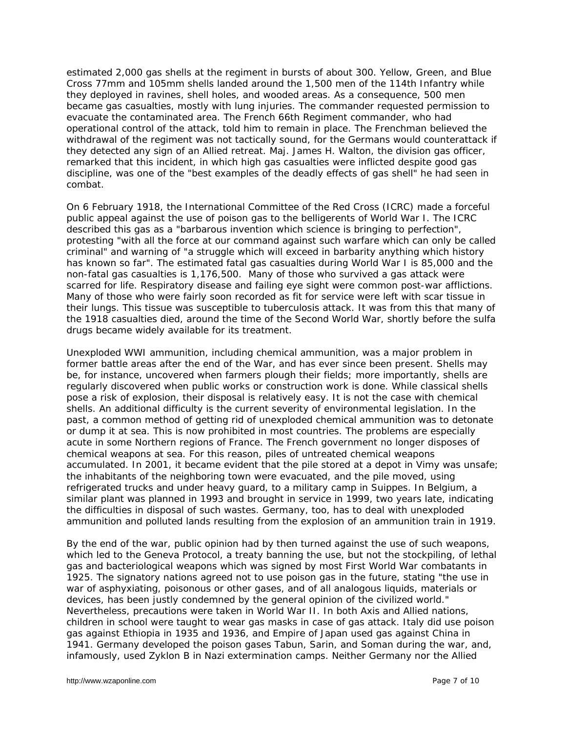estimated 2,000 gas shells at the regiment in bursts of about 300. Yellow, Green, and Blue Cross 77mm and 105mm shells landed around the 1,500 men of the 114th Infantry while they deployed in ravines, shell holes, and wooded areas. As a consequence, 500 men became gas casualties, mostly with lung injuries. The commander requested permission to evacuate the contaminated area. The French 66th Regiment commander, who had operational control of the attack, told him to remain in place. The Frenchman believed the withdrawal of the regiment was not tactically sound, for the Germans would counterattack if they detected any sign of an Allied retreat. Maj. James H. Walton, the division gas officer, remarked that this incident, in which high gas casualties were inflicted despite good gas discipline, was one of the "best examples of the deadly effects of gas shell" he had seen in combat.

On 6 February 1918, the International Committee of the Red Cross (ICRC) made a forceful public appeal against the use of poison gas to the belligerents of World War I. The ICRC described this gas as a "barbarous invention which science is bringing to perfection", protesting "with all the force at our command against such warfare which can only be called criminal" and warning of "a struggle which will exceed in barbarity anything which history has known so far". The estimated fatal gas casualties during World War I is 85,000 and the non-fatal gas casualties is 1,176,500. Many of those who survived a gas attack were scarred for life. Respiratory disease and failing eye sight were common post-war afflictions. Many of those who were fairly soon recorded as fit for service were left with scar tissue in their lungs. This tissue was susceptible to tuberculosis attack. It was from this that many of the 1918 casualties died, around the time of the Second World War, shortly before the sulfa drugs became widely available for its treatment.

Unexploded WWI ammunition, including chemical ammunition, was a major problem in former battle areas after the end of the War, and has ever since been present. Shells may be, for instance, uncovered when farmers plough their fields; more importantly, shells are regularly discovered when public works or construction work is done. While classical shells pose a risk of explosion, their disposal is relatively easy. It is not the case with chemical shells. An additional difficulty is the current severity of environmental legislation. In the past, a common method of getting rid of unexploded chemical ammunition was to detonate or dump it at sea. This is now prohibited in most countries. The problems are especially acute in some Northern regions of France. The French government no longer disposes of chemical weapons at sea. For this reason, piles of untreated chemical weapons accumulated. In 2001, it became evident that the pile stored at a depot in Vimy was unsafe; the inhabitants of the neighboring town were evacuated, and the pile moved, using refrigerated trucks and under heavy guard, to a military camp in Suippes. In Belgium, a similar plant was planned in 1993 and brought in service in 1999, two years late, indicating the difficulties in disposal of such wastes. Germany, too, has to deal with unexploded ammunition and polluted lands resulting from the explosion of an ammunition train in 1919.

By the end of the war, public opinion had by then turned against the use of such weapons, which led to the Geneva Protocol, a treaty banning the use, but not the stockpiling, of lethal gas and bacteriological weapons which was signed by most First World War combatants in 1925. The signatory nations agreed not to use poison gas in the future, stating "the use in war of asphyxiating, poisonous or other gases, and of all analogous liquids, materials or devices, has been justly condemned by the general opinion of the civilized world." Nevertheless, precautions were taken in World War II. In both Axis and Allied nations, children in school were taught to wear gas masks in case of gas attack. Italy did use poison gas against Ethiopia in 1935 and 1936, and Empire of Japan used gas against China in 1941. Germany developed the poison gases Tabun, Sarin, and Soman during the war, and, infamously, used Zyklon B in Nazi extermination camps. Neither Germany nor the Allied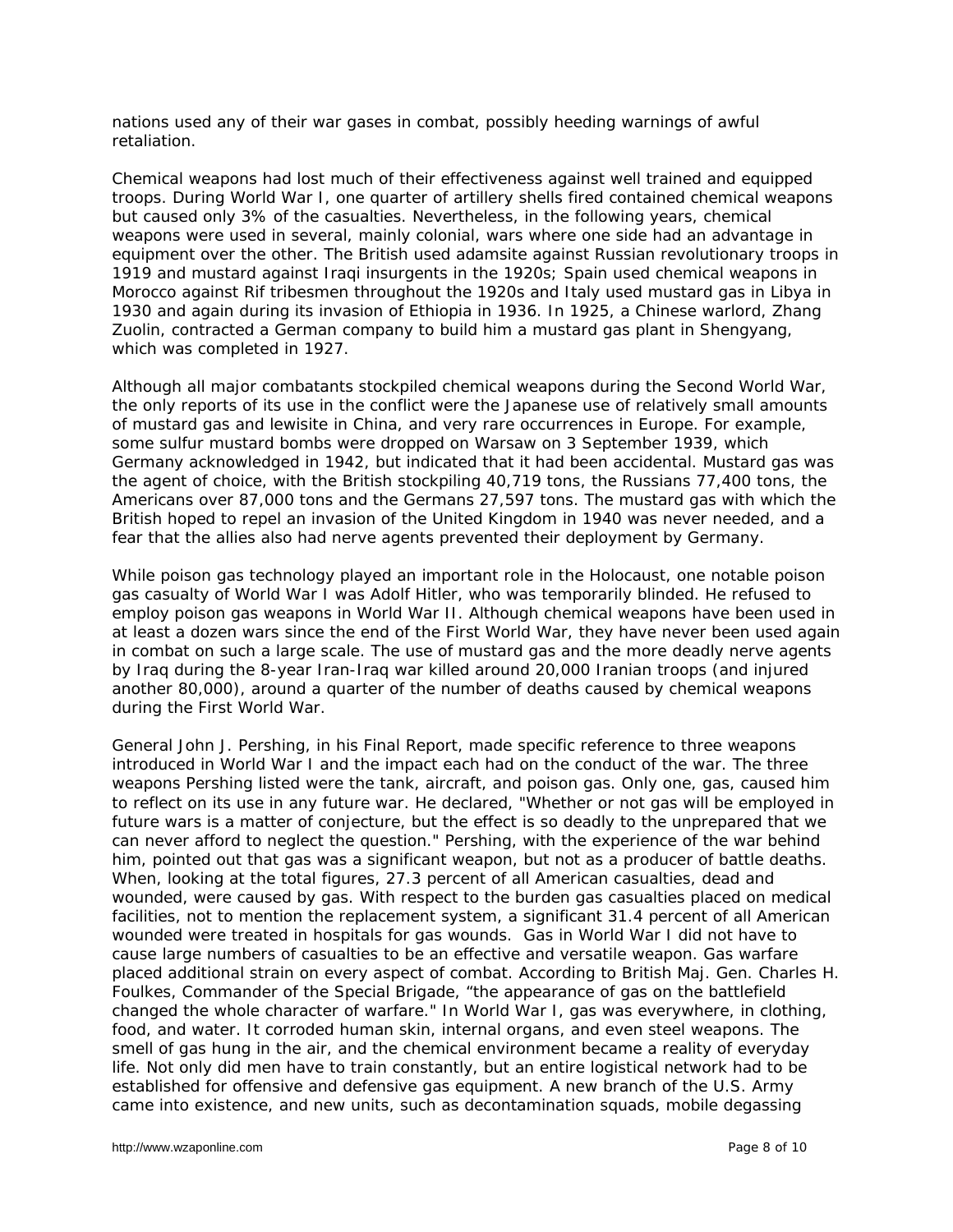nations used any of their war gases in combat, possibly heeding warnings of awful retaliation.

Chemical weapons had lost much of their effectiveness against well trained and equipped troops. During World War I, one quarter of artillery shells fired contained chemical weapons but caused only 3% of the casualties. Nevertheless, in the following years, chemical weapons were used in several, mainly colonial, wars where one side had an advantage in equipment over the other. The British used adamsite against Russian revolutionary troops in 1919 and mustard against Iraqi insurgents in the 1920s; Spain used chemical weapons in Morocco against Rif tribesmen throughout the 1920s and Italy used mustard gas in Libya in 1930 and again during its invasion of Ethiopia in 1936. In 1925, a Chinese warlord, Zhang Zuolin, contracted a German company to build him a mustard gas plant in Shengyang, which was completed in 1927.

Although all major combatants stockpiled chemical weapons during the Second World War, the only reports of its use in the conflict were the Japanese use of relatively small amounts of mustard gas and lewisite in China, and very rare occurrences in Europe. For example, some sulfur mustard bombs were dropped on Warsaw on 3 September 1939, which Germany acknowledged in 1942, but indicated that it had been accidental. Mustard gas was the agent of choice, with the British stockpiling 40,719 tons, the Russians 77,400 tons, the Americans over 87,000 tons and the Germans 27,597 tons. The mustard gas with which the British hoped to repel an invasion of the United Kingdom in 1940 was never needed, and a fear that the allies also had nerve agents prevented their deployment by Germany.

While poison gas technology played an important role in the Holocaust, one notable poison gas casualty of World War I was Adolf Hitler, who was temporarily blinded. He refused to employ poison gas weapons in World War II. Although chemical weapons have been used in at least a dozen wars since the end of the First World War, they have never been used again in combat on such a large scale. The use of mustard gas and the more deadly nerve agents by Iraq during the 8-year Iran-Iraq war killed around 20,000 Iranian troops (and injured another 80,000), around a quarter of the number of deaths caused by chemical weapons during the First World War.

General John J. Pershing, in his Final Report, made specific reference to three weapons introduced in World War I and the impact each had on the conduct of the war. The three weapons Pershing listed were the tank, aircraft, and poison gas. Only one, gas, caused him to reflect on its use in any future war. He declared, "Whether or not gas will be employed in future wars is a matter of conjecture, but the effect is so deadly to the unprepared that we can never afford to neglect the question." Pershing, with the experience of the war behind him, pointed out that gas was a significant weapon, but not as a producer of battle deaths. When, looking at the total figures, 27.3 percent of all American casualties, dead and wounded, were caused by gas. With respect to the burden gas casualties placed on medical facilities, not to mention the replacement system, a significant 31.4 percent of all American wounded were treated in hospitals for gas wounds. Gas in World War I did not have to cause large numbers of casualties to be an effective and versatile weapon. Gas warfare placed additional strain on every aspect of combat. According to British Maj. Gen. Charles H. Foulkes, Commander of the Special Brigade, "the appearance of gas on the battlefield changed the whole character of warfare." In World War I, gas was everywhere, in clothing, food, and water. It corroded human skin, internal organs, and even steel weapons. The smell of gas hung in the air, and the chemical environment became a reality of everyday life. Not only did men have to train constantly, but an entire logistical network had to be established for offensive and defensive gas equipment. A new branch of the U.S. Army came into existence, and new units, such as decontamination squads, mobile degassing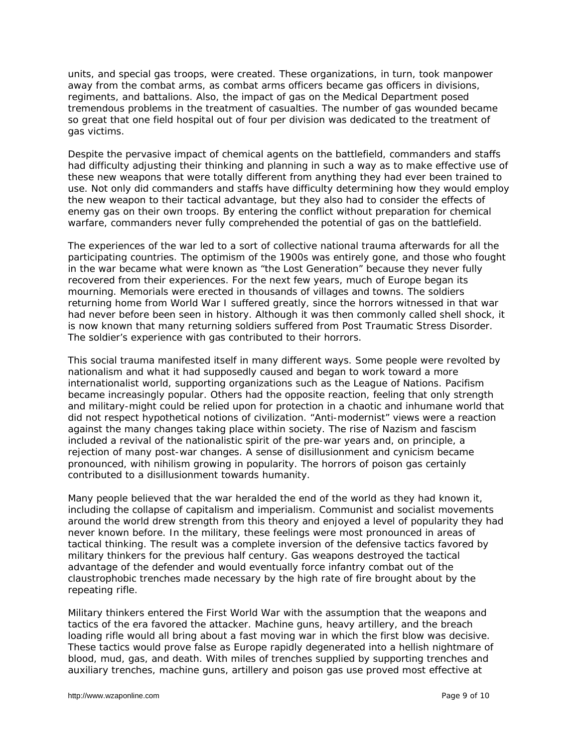units, and special gas troops, were created. These organizations, in turn, took manpower away from the combat arms, as combat arms officers became gas officers in divisions, regiments, and battalions. Also, the impact of gas on the Medical Department posed tremendous problems in the treatment of casualties. The number of gas wounded became so great that one field hospital out of four per division was dedicated to the treatment of gas victims.

Despite the pervasive impact of chemical agents on the battlefield, commanders and staffs had difficulty adjusting their thinking and planning in such a way as to make effective use of these new weapons that were totally different from anything they had ever been trained to use. Not only did commanders and staffs have difficulty determining how they would employ the new weapon to their tactical advantage, but they also had to consider the effects of enemy gas on their own troops. By entering the conflict without preparation for chemical warfare, commanders never fully comprehended the potential of gas on the battlefield.

The experiences of the war led to a sort of collective national trauma afterwards for all the participating countries. The optimism of the 1900s was entirely gone, and those who fought in the war became what were known as "the Lost Generation" because they never fully recovered from their experiences. For the next few years, much of Europe began its mourning. Memorials were erected in thousands of villages and towns. The soldiers returning home from World War I suffered greatly, since the horrors witnessed in that war had never before been seen in history. Although it was then commonly called shell shock, it is now known that many returning soldiers suffered from Post Traumatic Stress Disorder. The soldier's experience with gas contributed to their horrors.

This social trauma manifested itself in many different ways. Some people were revolted by nationalism and what it had supposedly caused and began to work toward a more internationalist world, supporting organizations such as the League of Nations. Pacifism became increasingly popular. Others had the opposite reaction, feeling that only strength and military-might could be relied upon for protection in a chaotic and inhumane world that did not respect hypothetical notions of civilization. "Anti-modernist" views were a reaction against the many changes taking place within society. The rise of Nazism and fascism included a revival of the nationalistic spirit of the pre-war years and, on principle, a rejection of many post-war changes. A sense of disillusionment and cynicism became pronounced, with nihilism growing in popularity. The horrors of poison gas certainly contributed to a disillusionment towards humanity.

Many people believed that the war heralded the end of the world as they had known it, including the collapse of capitalism and imperialism. Communist and socialist movements around the world drew strength from this theory and enjoyed a level of popularity they had never known before. In the military, these feelings were most pronounced in areas of tactical thinking. The result was a complete inversion of the defensive tactics favored by military thinkers for the previous half century. Gas weapons destroyed the tactical advantage of the defender and would eventually force infantry combat out of the claustrophobic trenches made necessary by the high rate of fire brought about by the repeating rifle.

Military thinkers entered the First World War with the assumption that the weapons and tactics of the era favored the attacker. Machine guns, heavy artillery, and the breach loading rifle would all bring about a fast moving war in which the first blow was decisive. These tactics would prove false as Europe rapidly degenerated into a hellish nightmare of blood, mud, gas, and death. With miles of trenches supplied by supporting trenches and auxiliary trenches, machine guns, artillery and poison gas use proved most effective at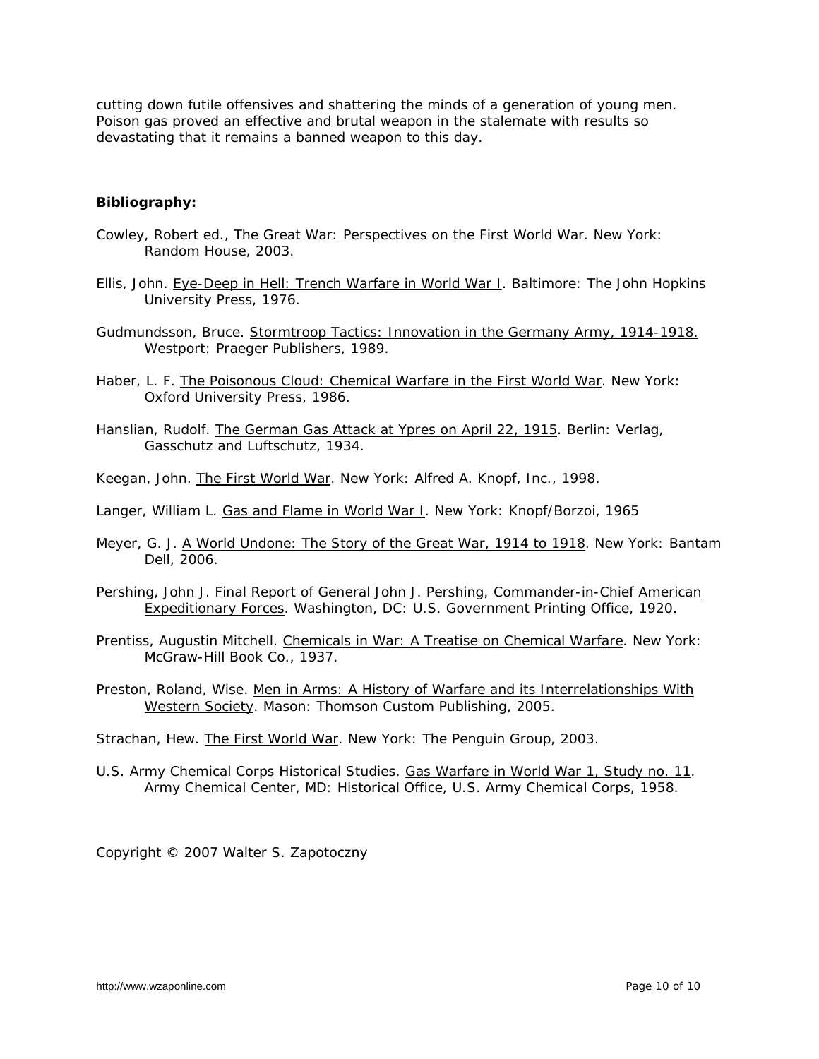cutting down futile offensives and shattering the minds of a generation of young men. Poison gas proved an effective and brutal weapon in the stalemate with results so devastating that it remains a banned weapon to this day.

**Bibliography:**

Cowley, Robert ed., The Great War: Perspectives on the First World War. New York: Random House, 2003.

Ellis, John. Eye-Deep in Hell: Trench Warfare in World War I. Baltimore: The John Hopkins University Press, 1976.

Gudmundsson, Bruce. Stormtroop Tactics: Innovation in the Germany Army, 1914-1918. Westport: Praeger Publishers, 1989.

Haber, L. F. The Poisonous Cloud: Chemical Warfare in the First World War. New York: Oxford University Press, 1986.

Hanslian, Rudolf. The German Gas Attack at Ypres on April 22, 1915. Berlin: Verlag, Gasschutz and Luftschutz, 1934.

Keegan, John. The First World War. New York: Alfred A. Knopf, Inc., 1998.

Langer, William L. Gas and Flame in World War I. New York: Knopf/Borzoi, 1965

Meyer, G. J. A World Undone: The Story of the Great War, 1914 to 1918. New York: Bantam Dell, 2006.

Pershing, John J. Final Report of General John J. Pershing, Commander-in-Chief American Expeditionary Forces. Washington, DC: U.S. Government Printing Office, 1920.

Prentiss, Augustin Mitchell. Chemicals in War: A Treatise on Chemical Warfare. New York: McGraw-Hill Book Co., 1937.

Preston, Roland, Wise. Men in Arms: A History of Warfare and its Interrelationships With Western Society. Mason: Thomson Custom Publishing, 2005.

Strachan, Hew. The First World War. New York: The Penguin Group, 2003.

U.S. Army Chemical Corps Historical Studies. Gas Warfare in World War 1, Study no. 11. Army Chemical Center, MD: Historical Office, U.S. Army Chemical Corps, 1958.

Copyright © 2007 Walter S. Zapotoczny